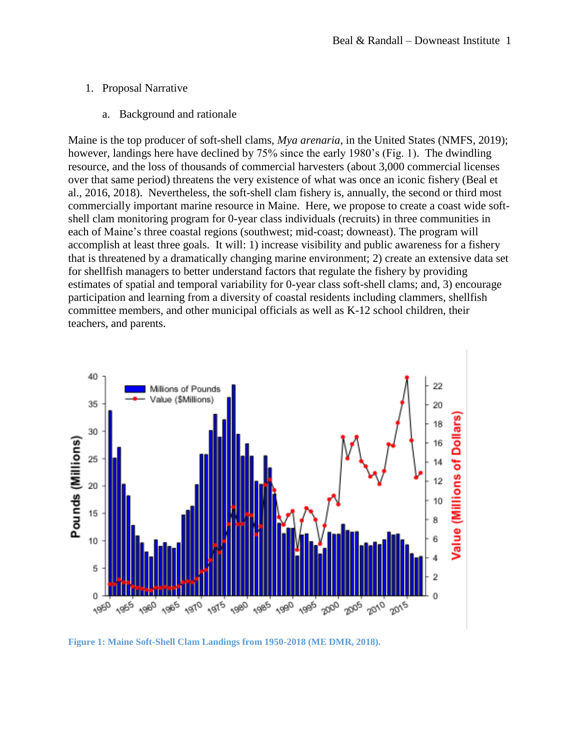1. Proposal Narrative

    a. Background and rationale

Maine is the top producer of soft-shell clams, *Mya arenaria*, in the United States (NMFS, 2019); however, landings here have declined by 75% since the early 1980's (Fig. 1). The dwindling resource, and the loss of thousands of commercial harvesters (about 3,000 commercial licenses over that same period) threatens the very existence of what was once an iconic fishery (Beal et al., 2016, 2018). Nevertheless, the soft-shell clam fishery is, annually, the second or third most commercially important marine resource in Maine. Here, we propose to create a coast wide soft-shell clam monitoring program for 0-year class individuals (recruits) in three communities in each of Maine's three coastal regions (southwest; mid-coast; downeast). The program will accomplish at least three goals. It will: 1) increase visibility and public awareness for a fishery that is threatened by a dramatically changing marine environment; 2) create an extensive data set for shellfish managers to better understand factors that regulate the fishery by providing estimates of spatial and temporal variability for 0-year class soft-shell clams; and, 3) encourage participation and learning from a diversity of coastal residents including clammers, shellfish committee members, and other municipal officials as well as K-12 school children, their teachers, and parents.

**Figure 1: Maine Soft-Shell Clam Landings from 1950-2018 (ME DMR, 2018).**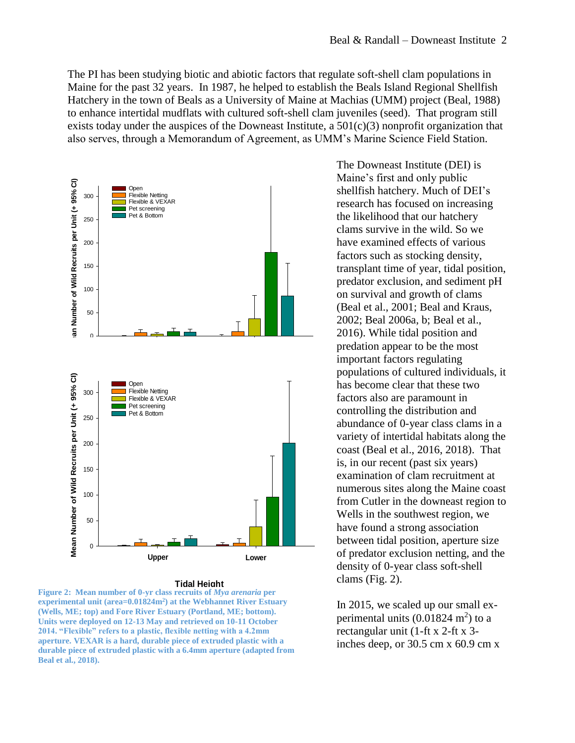The PI has been studying biotic and abiotic factors that regulate soft-shell clam populations in Maine for the past 32 years. In 1987, he helped to establish the Beals Island Regional Shellfish Hatchery in the town of Beals as a University of Maine at Machias (UMM) project (Beal, 1988) to enhance intertidal mudflats with cultured soft-shell clam juveniles (seed). That program still exists today under the auspices of the Downeast Institute, a 501(c)(3) nonprofit organization that also serves, through a Memorandum of Agreement, as UMM's Marine Science Field Station.

The Downeast Institute (DEI) is Maine's first and only public shellfish hatchery. Much of DEI's research has focused on increasing the likelihood that our hatchery clams survive in the wild. So we have examined effects of various factors such as stocking density, transplant time of year, tidal position, predator exclusion, and sediment pH on survival and growth of clams (Beal et al., 2001; Beal and Kraus, 2002; Beal 2006a, b; Beal et al., 2016). While tidal position and predation appear to be the most important factors regulating populations of cultured individuals, it has become clear that these two factors also are paramount in controlling the distribution and abundance of 0-year class clams in a variety of intertidal habitats along the coast (Beal et al., 2016, 2018). That is, in our recent (past six years) examination of clam recruitment at numerous sites along the Maine coast from Cutler in the downeast region to Wells in the southwest region, we have found a strong association between tidal position, aperture size of predator exclusion netting, and the density of 0-year class soft-shell clams (Fig. 2).

**Figure 2: Mean number of 0-yr class recruits of *Mya arenaria* per experimental unit (area=0.01824m$^2$) at the Webhannet River Estuary (Wells, ME; top) and Fore River Estuary (Portland, ME; bottom). Units were deployed on 12-13 May and retrieved on 10-11 October 2014. "Flexible" refers to a plastic, flexible netting with a 4.2mm aperture. VEXAR is a hard, durable piece of extruded plastic with a durable piece of extruded plastic with a 6.4mm aperture (adapted from Beal et al., 2018).**

In 2015, we scaled up our small experimental units (0.01824 m$^2$) to a rectangular unit (1-ft x 2-ft x 3-inches deep, or 30.5 cm x 60.9 cm x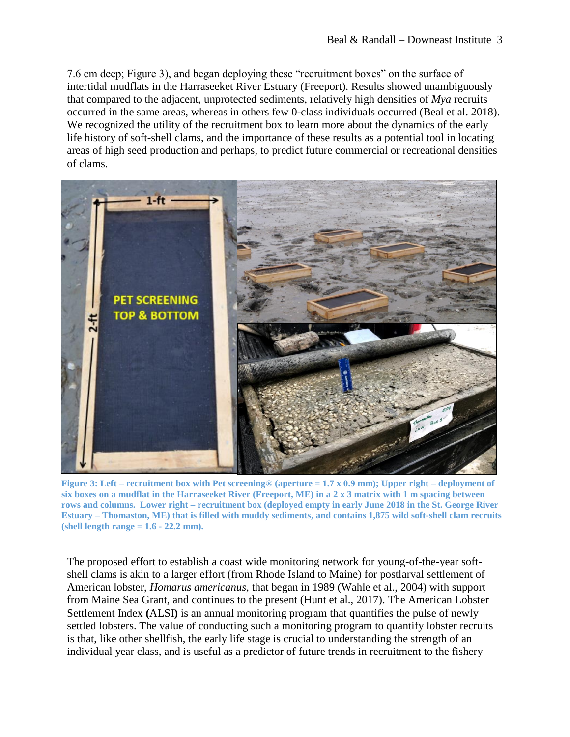7.6 cm deep; Figure 3), and began deploying these "recruitment boxes" on the surface of intertidal mudflats in the Harraseeket River Estuary (Freeport). Results showed unambiguously that compared to the adjacent, unprotected sediments, relatively high densities of *Mya* recruits occurred in the same areas, whereas in others few 0-class individuals occurred (Beal et al. 2018). We recognized the utility of the recruitment box to learn more about the dynamics of the early life history of soft-shell clams, and the importance of these results as a potential tool in locating areas of high seed production and perhaps, to predict future commercial or recreational densities of clams.

**Figure 3: Left – recruitment box with Pet screening® (aperture = 1.7 x 0.9 mm); Upper right – deployment of six boxes on a mudflat in the Harraseeket River (Freeport, ME) in a 2 x 3 matrix with 1 m spacing between rows and columns. Lower right – recruitment box (deployed empty in early June 2018 in the St. George River Estuary – Thomaston, ME) that is filled with muddy sediments, and contains 1,875 wild soft-shell clam recruits (shell length range = 1.6 - 22.2 mm).**

The proposed effort to establish a coast wide monitoring network for young-of-the-year soft-shell clams is akin to a larger effort (from Rhode Island to Maine) for postlarval settlement of American lobster, *Homarus americanus*, that began in 1989 (Wahle et al., 2004) with support from Maine Sea Grant, and continues to the present (Hunt et al., 2017). The American Lobster Settlement Index **(**ALSI**)** is an annual monitoring program that quantifies the pulse of newly settled lobsters. The value of conducting such a monitoring program to quantify lobster recruits is that, like other shellfish, the early life stage is crucial to understanding the strength of an individual year class, and is useful as a predictor of future trends in recruitment to the fishery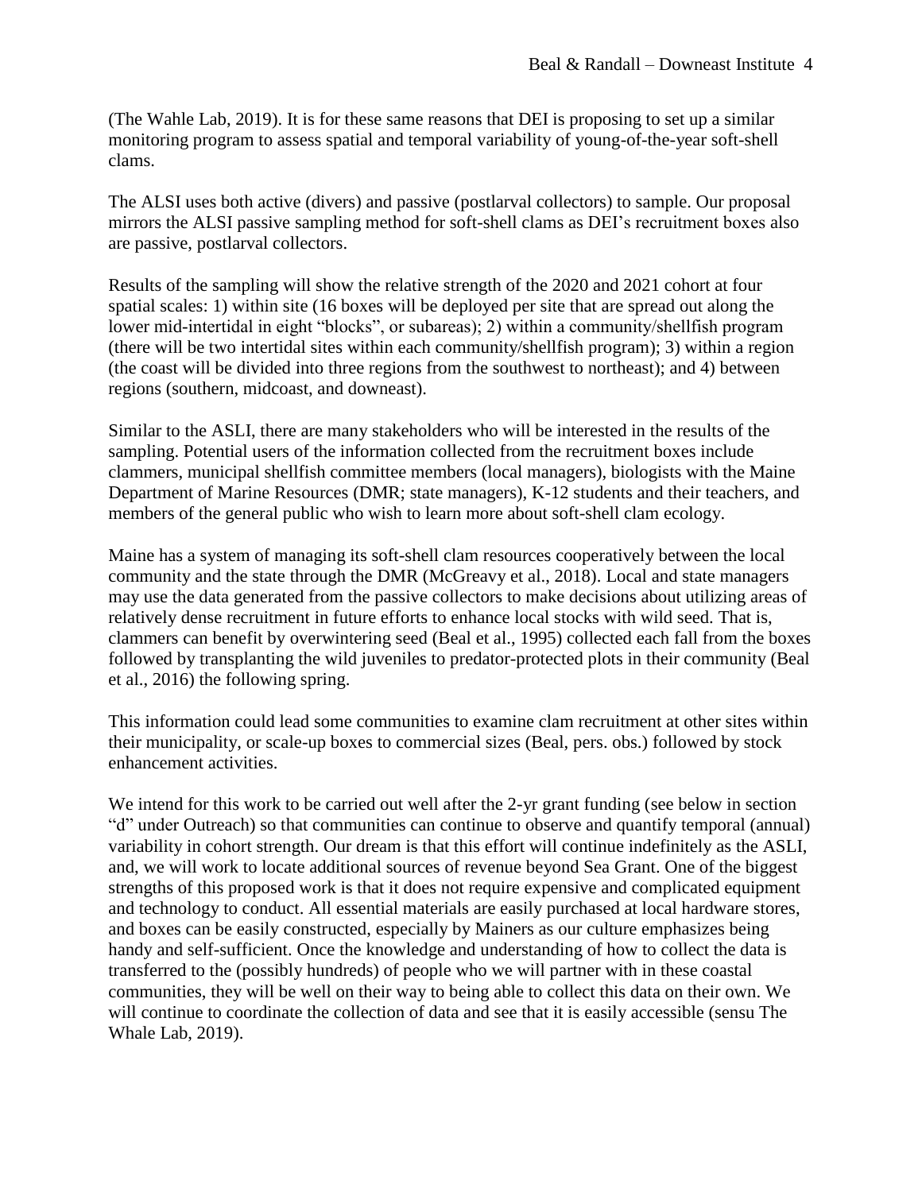(The Wahle Lab, 2019). It is for these same reasons that DEI is proposing to set up a similar monitoring program to assess spatial and temporal variability of young-of-the-year soft-shell clams.

The ALSI uses both active (divers) and passive (postlarval collectors) to sample. Our proposal mirrors the ALSI passive sampling method for soft-shell clams as DEI's recruitment boxes also are passive, postlarval collectors.

Results of the sampling will show the relative strength of the 2020 and 2021 cohort at four spatial scales: 1) within site (16 boxes will be deployed per site that are spread out along the lower mid-intertidal in eight "blocks", or subareas); 2) within a community/shellfish program (there will be two intertidal sites within each community/shellfish program); 3) within a region (the coast will be divided into three regions from the southwest to northeast); and 4) between regions (southern, midcoast, and downeast).

Similar to the ASLI, there are many stakeholders who will be interested in the results of the sampling. Potential users of the information collected from the recruitment boxes include clammers, municipal shellfish committee members (local managers), biologists with the Maine Department of Marine Resources (DMR; state managers), K-12 students and their teachers, and members of the general public who wish to learn more about soft-shell clam ecology.

Maine has a system of managing its soft-shell clam resources cooperatively between the local community and the state through the DMR (McGreavy et al., 2018). Local and state managers may use the data generated from the passive collectors to make decisions about utilizing areas of relatively dense recruitment in future efforts to enhance local stocks with wild seed. That is, clammers can benefit by overwintering seed (Beal et al., 1995) collected each fall from the boxes followed by transplanting the wild juveniles to predator-protected plots in their community (Beal et al., 2016) the following spring.

This information could lead some communities to examine clam recruitment at other sites within their municipality, or scale-up boxes to commercial sizes (Beal, pers. obs.) followed by stock enhancement activities.

We intend for this work to be carried out well after the 2-yr grant funding (see below in section "d" under Outreach) so that communities can continue to observe and quantify temporal (annual) variability in cohort strength. Our dream is that this effort will continue indefinitely as the ASLI, and, we will work to locate additional sources of revenue beyond Sea Grant. One of the biggest strengths of this proposed work is that it does not require expensive and complicated equipment and technology to conduct. All essential materials are easily purchased at local hardware stores, and boxes can be easily constructed, especially by Mainers as our culture emphasizes being handy and self-sufficient. Once the knowledge and understanding of how to collect the data is transferred to the (possibly hundreds) of people who we will partner with in these coastal communities, they will be well on their way to being able to collect this data on their own. We will continue to coordinate the collection of data and see that it is easily accessible (sensu The Whale Lab, 2019).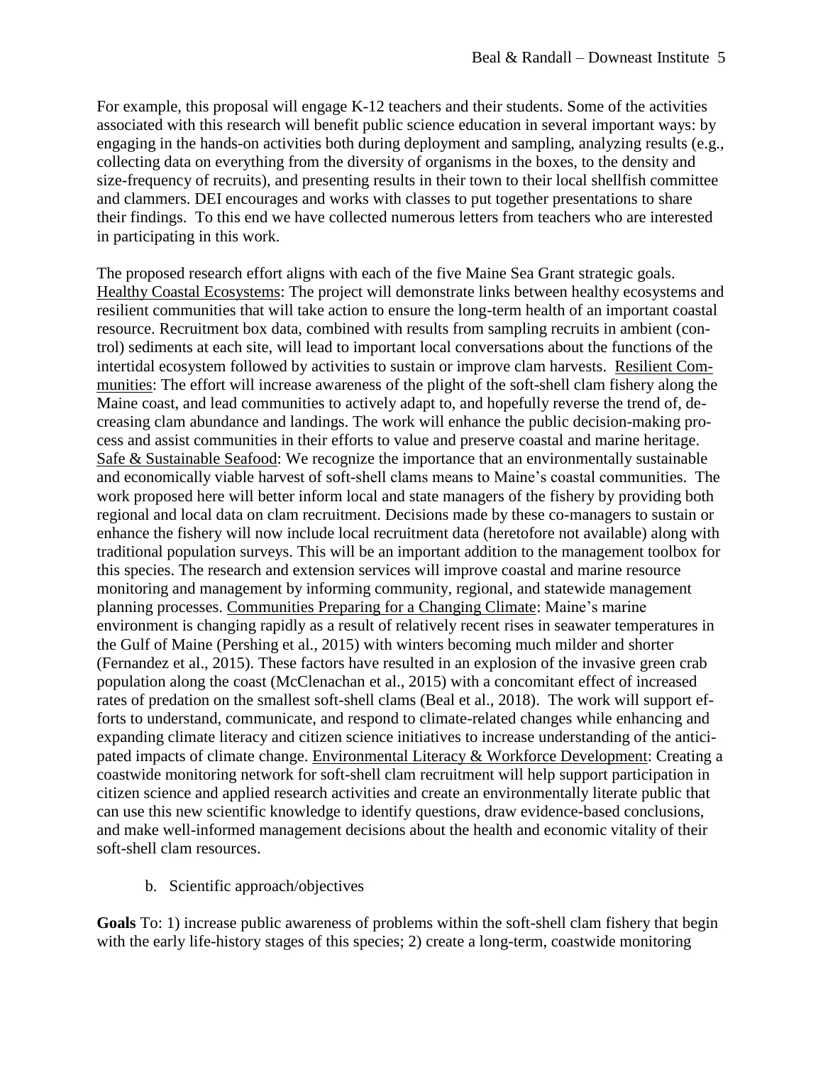For example, this proposal will engage K-12 teachers and their students. Some of the activities associated with this research will benefit public science education in several important ways: by engaging in the hands-on activities both during deployment and sampling, analyzing results (e.g., collecting data on everything from the diversity of organisms in the boxes, to the density and size-frequency of recruits), and presenting results in their town to their local shellfish committee and clammers. DEI encourages and works with classes to put together presentations to share their findings. To this end we have collected numerous letters from teachers who are interested in participating in this work.

The proposed research effort aligns with each of the five Maine Sea Grant strategic goals. Healthy Coastal Ecosystems: The project will demonstrate links between healthy ecosystems and resilient communities that will take action to ensure the long-term health of an important coastal resource. Recruitment box data, combined with results from sampling recruits in ambient (control) sediments at each site, will lead to important local conversations about the functions of the intertidal ecosystem followed by activities to sustain or improve clam harvests. Resilient Communities: The effort will increase awareness of the plight of the soft-shell clam fishery along the Maine coast, and lead communities to actively adapt to, and hopefully reverse the trend of, decreasing clam abundance and landings. The work will enhance the public decision-making process and assist communities in their efforts to value and preserve coastal and marine heritage. Safe & Sustainable Seafood: We recognize the importance that an environmentally sustainable and economically viable harvest of soft-shell clams means to Maine's coastal communities. The work proposed here will better inform local and state managers of the fishery by providing both regional and local data on clam recruitment. Decisions made by these co-managers to sustain or enhance the fishery will now include local recruitment data (heretofore not available) along with traditional population surveys. This will be an important addition to the management toolbox for this species. The research and extension services will improve coastal and marine resource monitoring and management by informing community, regional, and statewide management planning processes. Communities Preparing for a Changing Climate: Maine's marine environment is changing rapidly as a result of relatively recent rises in seawater temperatures in the Gulf of Maine (Pershing et al., 2015) with winters becoming much milder and shorter (Fernandez et al., 2015). These factors have resulted in an explosion of the invasive green crab population along the coast (McClenachan et al., 2015) with a concomitant effect of increased rates of predation on the smallest soft-shell clams (Beal et al., 2018). The work will support efforts to understand, communicate, and respond to climate-related changes while enhancing and expanding climate literacy and citizen science initiatives to increase understanding of the anticipated impacts of climate change. Environmental Literacy & Workforce Development: Creating a coastwide monitoring network for soft-shell clam recruitment will help support participation in citizen science and applied research activities and create an environmentally literate public that can use this new scientific knowledge to identify questions, draw evidence-based conclusions, and make well-informed management decisions about the health and economic vitality of their soft-shell clam resources.

b. Scientific approach/objectives

**Goals** To: 1) increase public awareness of problems within the soft-shell clam fishery that begin with the early life-history stages of this species; 2) create a long-term, coastwide monitoring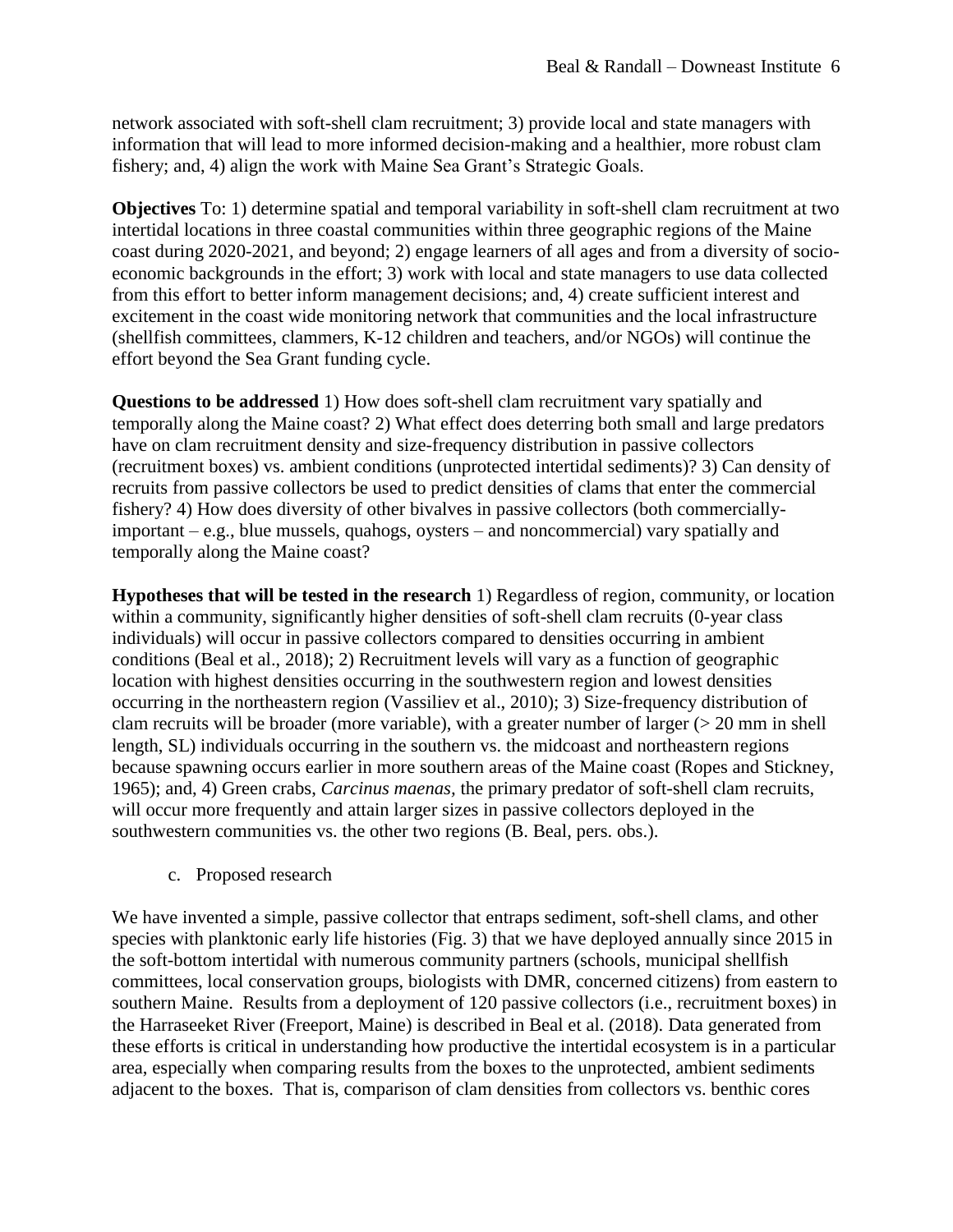network associated with soft-shell clam recruitment; 3) provide local and state managers with information that will lead to more informed decision-making and a healthier, more robust clam fishery; and, 4) align the work with Maine Sea Grant's Strategic Goals.

**Objectives** To: 1) determine spatial and temporal variability in soft-shell clam recruitment at two intertidal locations in three coastal communities within three geographic regions of the Maine coast during 2020-2021, and beyond; 2) engage learners of all ages and from a diversity of socio-economic backgrounds in the effort; 3) work with local and state managers to use data collected from this effort to better inform management decisions; and, 4) create sufficient interest and excitement in the coast wide monitoring network that communities and the local infrastructure (shellfish committees, clammers, K-12 children and teachers, and/or NGOs) will continue the effort beyond the Sea Grant funding cycle.

**Questions to be addressed** 1) How does soft-shell clam recruitment vary spatially and temporally along the Maine coast? 2) What effect does deterring both small and large predators have on clam recruitment density and size-frequency distribution in passive collectors (recruitment boxes) vs. ambient conditions (unprotected intertidal sediments)? 3) Can density of recruits from passive collectors be used to predict densities of clams that enter the commercial fishery? 4) How does diversity of other bivalves in passive collectors (both commercially-important – e.g., blue mussels, quahogs, oysters – and noncommercial) vary spatially and temporally along the Maine coast?

**Hypotheses that will be tested in the research** 1) Regardless of region, community, or location within a community, significantly higher densities of soft-shell clam recruits (0-year class individuals) will occur in passive collectors compared to densities occurring in ambient conditions (Beal et al., 2018); 2) Recruitment levels will vary as a function of geographic location with highest densities occurring in the southwestern region and lowest densities occurring in the northeastern region (Vassiliev et al., 2010); 3) Size-frequency distribution of clam recruits will be broader (more variable), with a greater number of larger (> 20 mm in shell length, SL) individuals occurring in the southern vs. the midcoast and northeastern regions because spawning occurs earlier in more southern areas of the Maine coast (Ropes and Stickney, 1965); and, 4) Green crabs, *Carcinus maenas*, the primary predator of soft-shell clam recruits, will occur more frequently and attain larger sizes in passive collectors deployed in the southwestern communities vs. the other two regions (B. Beal, pers. obs.).

c. Proposed research

We have invented a simple, passive collector that entraps sediment, soft-shell clams, and other species with planktonic early life histories (Fig. 3) that we have deployed annually since 2015 in the soft-bottom intertidal with numerous community partners (schools, municipal shellfish committees, local conservation groups, biologists with DMR, concerned citizens) from eastern to southern Maine. Results from a deployment of 120 passive collectors (i.e., recruitment boxes) in the Harraseeket River (Freeport, Maine) is described in Beal et al. (2018). Data generated from these efforts is critical in understanding how productive the intertidal ecosystem is in a particular area, especially when comparing results from the boxes to the unprotected, ambient sediments adjacent to the boxes. That is, comparison of clam densities from collectors vs. benthic cores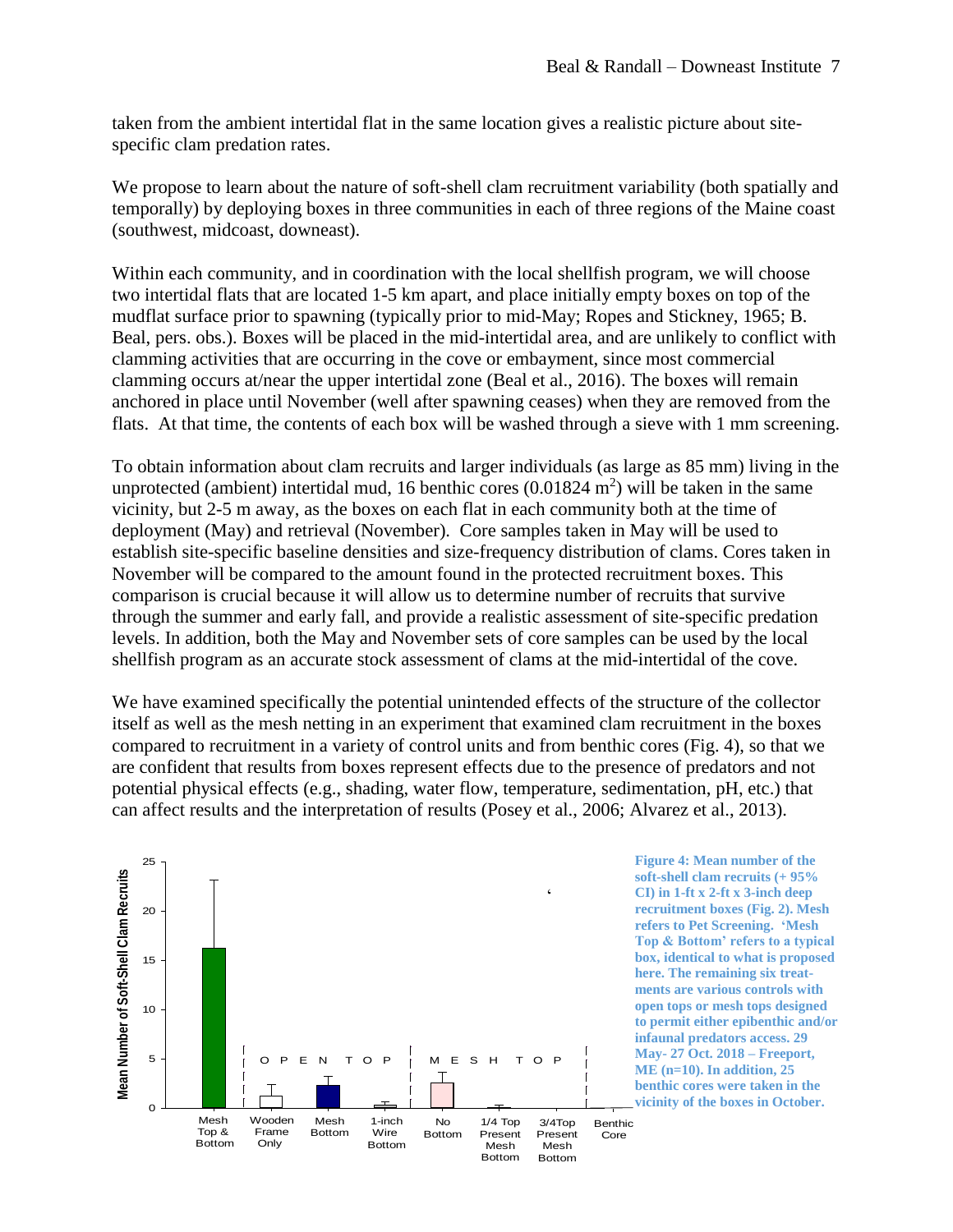taken from the ambient intertidal flat in the same location gives a realistic picture about site-specific clam predation rates.

We propose to learn about the nature of soft-shell clam recruitment variability (both spatially and temporally) by deploying boxes in three communities in each of three regions of the Maine coast (southwest, midcoast, downeast).

Within each community, and in coordination with the local shellfish program, we will choose two intertidal flats that are located 1-5 km apart, and place initially empty boxes on top of the mudflat surface prior to spawning (typically prior to mid-May; Ropes and Stickney, 1965; B. Beal, pers. obs.). Boxes will be placed in the mid-intertidal area, and are unlikely to conflict with clamming activities that are occurring in the cove or embayment, since most commercial clamming occurs at/near the upper intertidal zone (Beal et al., 2016). The boxes will remain anchored in place until November (well after spawning ceases) when they are removed from the flats. At that time, the contents of each box will be washed through a sieve with 1 mm screening.

To obtain information about clam recruits and larger individuals (as large as 85 mm) living in the unprotected (ambient) intertidal mud, 16 benthic cores (0.01824 m$^2$) will be taken in the same vicinity, but 2-5 m away, as the boxes on each flat in each community both at the time of deployment (May) and retrieval (November). Core samples taken in May will be used to establish site-specific baseline densities and size-frequency distribution of clams. Cores taken in November will be compared to the amount found in the protected recruitment boxes. This comparison is crucial because it will allow us to determine number of recruits that survive through the summer and early fall, and provide a realistic assessment of site-specific predation levels. In addition, both the May and November sets of core samples can be used by the local shellfish program as an accurate stock assessment of clams at the mid-intertidal of the cove.

We have examined specifically the potential unintended effects of the structure of the collector itself as well as the mesh netting in an experiment that examined clam recruitment in the boxes compared to recruitment in a variety of control units and from benthic cores (Fig. 4), so that we are confident that results from boxes represent effects due to the presence of predators and not potential physical effects (e.g., shading, water flow, temperature, sedimentation, pH, etc.) that can affect results and the interpretation of results (Posey et al., 2006; Alvarez et al., 2013).

**Figure 4: Mean number of the soft-shell clam recruits (+ 95% CI) in 1-ft x 2-ft x 3-inch deep recruitment boxes (Fig. 2). Mesh refers to Pet Screening. 'Mesh Top & Bottom' refers to a typical box, identical to what is proposed here. The remaining six treatments are various controls with open tops or mesh tops designed to permit either epibenthic and/or infaunal predators access. 29 May- 27 Oct. 2018 – Freeport, ME (n=10). In addition, 25 benthic cores were taken in the vicinity of the boxes in October.**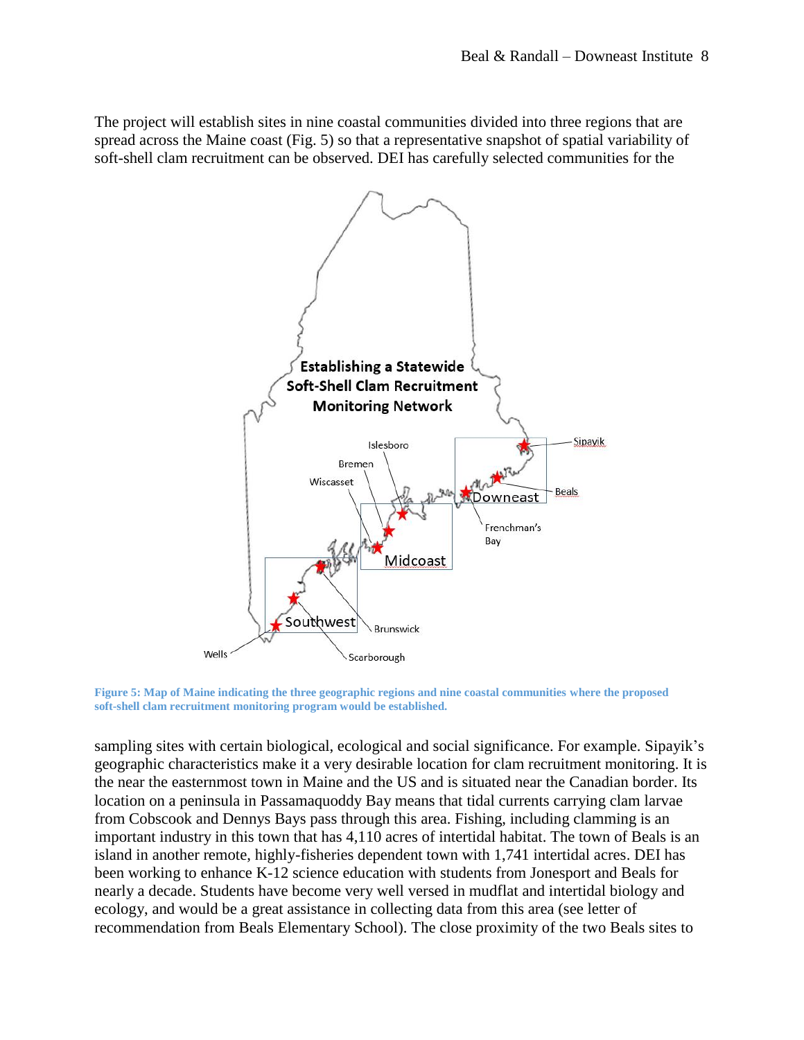The project will establish sites in nine coastal communities divided into three regions that are spread across the Maine coast (Fig. 5) so that a representative snapshot of spatial variability of soft-shell clam recruitment can be observed. DEI has carefully selected communities for the

**Figure 5: Map of Maine indicating the three geographic regions and nine coastal communities where the proposed soft-shell clam recruitment monitoring program would be established.**

sampling sites with certain biological, ecological and social significance. For example. Sipayik's geographic characteristics make it a very desirable location for clam recruitment monitoring. It is the near the easternmost town in Maine and the US and is situated near the Canadian border. Its location on a peninsula in Passamaquoddy Bay means that tidal currents carrying clam larvae from Cobscook and Dennys Bays pass through this area. Fishing, including clamming is an important industry in this town that has 4,110 acres of intertidal habitat. The town of Beals is an island in another remote, highly-fisheries dependent town with 1,741 intertidal acres. DEI has been working to enhance K-12 science education with students from Jonesport and Beals for nearly a decade. Students have become very well versed in mudflat and intertidal biology and ecology, and would be a great assistance in collecting data from this area (see letter of recommendation from Beals Elementary School). The close proximity of the two Beals sites to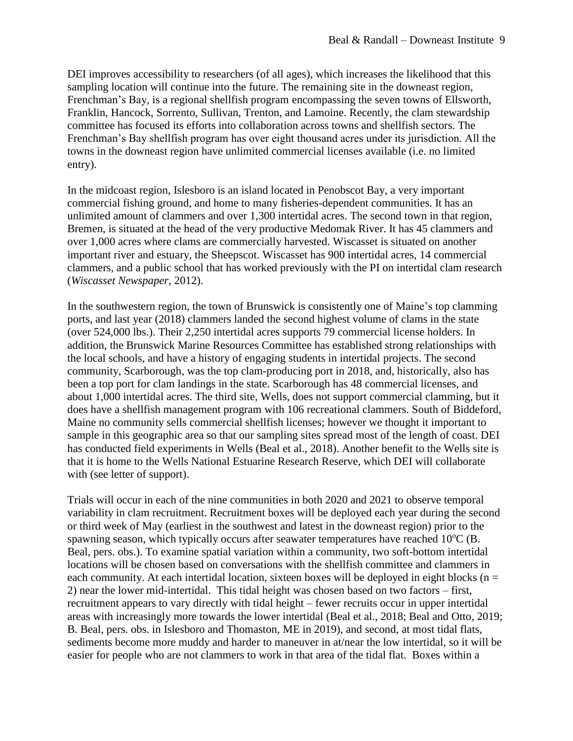DEI improves accessibility to researchers (of all ages), which increases the likelihood that this sampling location will continue into the future. The remaining site in the downeast region, Frenchman's Bay, is a regional shellfish program encompassing the seven towns of Ellsworth, Franklin, Hancock, Sorrento, Sullivan, Trenton, and Lamoine. Recently, the clam stewardship committee has focused its efforts into collaboration across towns and shellfish sectors. The Frenchman's Bay shellfish program has over eight thousand acres under its jurisdiction. All the towns in the downeast region have unlimited commercial licenses available (i.e. no limited entry).

In the midcoast region, Islesboro is an island located in Penobscot Bay, a very important commercial fishing ground, and home to many fisheries-dependent communities. It has an unlimited amount of clammers and over 1,300 intertidal acres. The second town in that region, Bremen, is situated at the head of the very productive Medomak River. It has 45 clammers and over 1,000 acres where clams are commercially harvested. Wiscasset is situated on another important river and estuary, the Sheepscot. Wiscasset has 900 intertidal acres, 14 commercial clammers, and a public school that has worked previously with the PI on intertidal clam research (*Wiscasset Newspaper*, 2012).

In the southwestern region, the town of Brunswick is consistently one of Maine's top clamming ports, and last year (2018) clammers landed the second highest volume of clams in the state (over 524,000 lbs.). Their 2,250 intertidal acres supports 79 commercial license holders. In addition, the Brunswick Marine Resources Committee has established strong relationships with the local schools, and have a history of engaging students in intertidal projects. The second community, Scarborough, was the top clam-producing port in 2018, and, historically, also has been a top port for clam landings in the state. Scarborough has 48 commercial licenses, and about 1,000 intertidal acres. The third site, Wells, does not support commercial clamming, but it does have a shellfish management program with 106 recreational clammers. South of Biddeford, Maine no community sells commercial shellfish licenses; however we thought it important to sample in this geographic area so that our sampling sites spread most of the length of coast. DEI has conducted field experiments in Wells (Beal et al., 2018). Another benefit to the Wells site is that it is home to the Wells National Estuarine Research Reserve, which DEI will collaborate with (see letter of support).

Trials will occur in each of the nine communities in both 2020 and 2021 to observe temporal variability in clam recruitment. Recruitment boxes will be deployed each year during the second or third week of May (earliest in the southwest and latest in the downeast region) prior to the spawning season, which typically occurs after seawater temperatures have reached $10^{o}$C (B. Beal, pers. obs.). To examine spatial variation within a community, two soft-bottom intertidal locations will be chosen based on conversations with the shellfish committee and clammers in each community. At each intertidal location, sixteen boxes will be deployed in eight blocks ($n = 2$) near the lower mid-intertidal. This tidal height was chosen based on two factors – first, recruitment appears to vary directly with tidal height – fewer recruits occur in upper intertidal areas with increasingly more towards the lower intertidal (Beal et al., 2018; Beal and Otto, 2019; B. Beal, pers. obs. in Islesboro and Thomaston, ME in 2019), and second, at most tidal flats, sediments become more muddy and harder to maneuver in at/near the low intertidal, so it will be easier for people who are not clammers to work in that area of the tidal flat. Boxes within a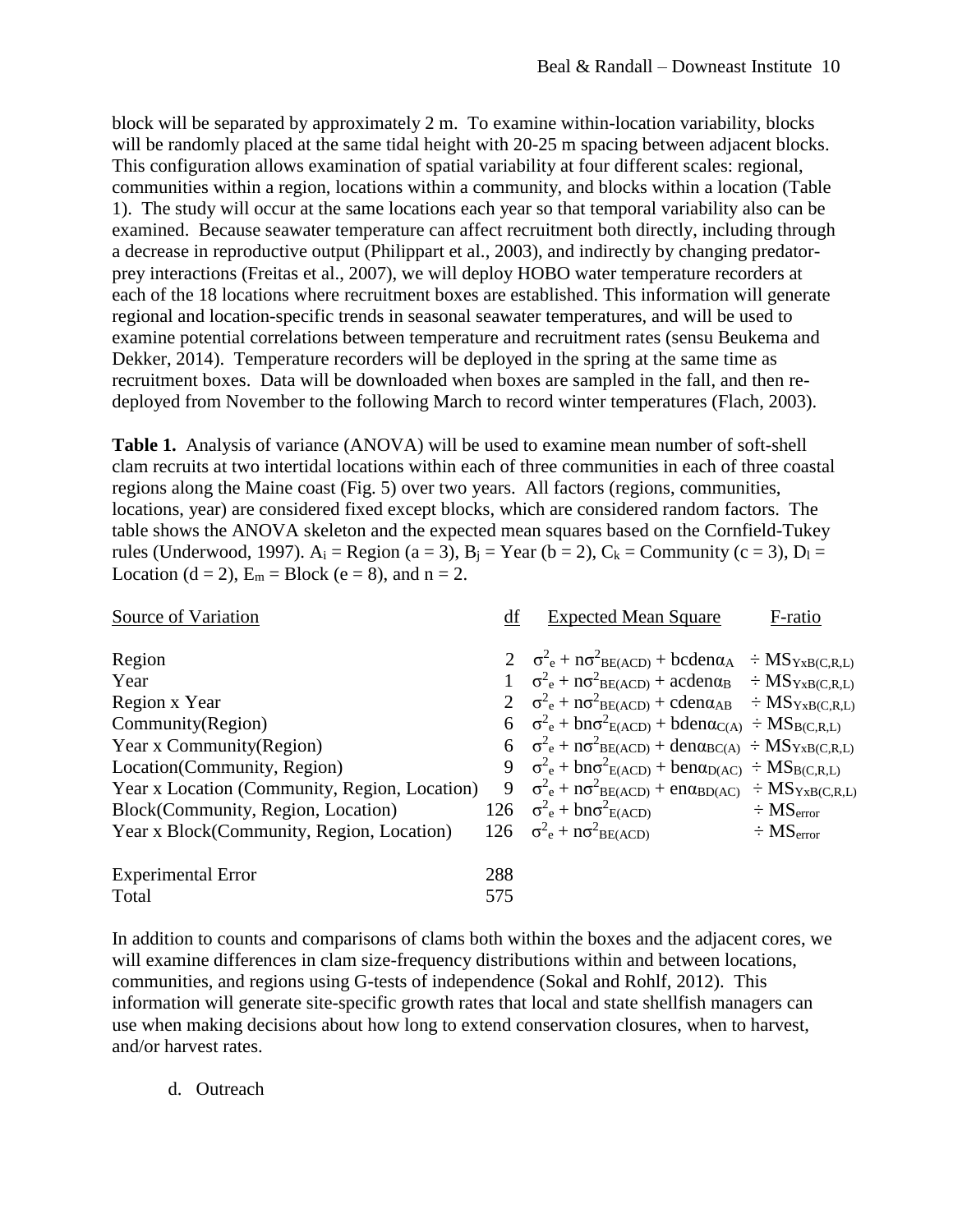block will be separated by approximately 2 m. To examine within-location variability, blocks will be randomly placed at the same tidal height with 20-25 m spacing between adjacent blocks. This configuration allows examination of spatial variability at four different scales: regional, communities within a region, locations within a community, and blocks within a location (Table 1). The study will occur at the same locations each year so that temporal variability also can be examined. Because seawater temperature can affect recruitment both directly, including through a decrease in reproductive output (Philippart et al., 2003), and indirectly by changing predator-prey interactions (Freitas et al., 2007), we will deploy HOBO water temperature recorders at each of the 18 locations where recruitment boxes are established. This information will generate regional and location-specific trends in seasonal seawater temperatures, and will be used to examine potential correlations between temperature and recruitment rates (sensu Beukema and Dekker, 2014). Temperature recorders will be deployed in the spring at the same time as recruitment boxes. Data will be downloaded when boxes are sampled in the fall, and then re-deployed from November to the following March to record winter temperatures (Flach, 2003).

**Table 1.** Analysis of variance (ANOVA) will be used to examine mean number of soft-shell clam recruits at two intertidal locations within each of three communities in each of three coastal regions along the Maine coast (Fig. 5) over two years. All factors (regions, communities, locations, year) are considered fixed except blocks, which are considered random factors. The table shows the ANOVA skeleton and the expected mean squares based on the Cornfield-Tukey rules (Underwood, 1997). $A_i$ = Region ($a = 3$), $B_j$ = Year ($b = 2$), $C_k$ = Community ($c = 3$), $D_l$ = Location ($d = 2$), $E_m$ = Block ($e = 8$), and $n = 2$.

| Source of Variation | df | Expected Mean Square | F-ratio |
|---|---|---|---|
| Region | 2 | $\sigma^2_e + n\sigma^2_{BE(ACD)} + bcden\alpha_A$ | $\div MS_{YxB(C,R,L)}$ |
| Year | 1 | $\sigma^2_e + n\sigma^2_{BE(ACD)} + acden\alpha_B$ | $\div MS_{YxB(C,R,L)}$ |
| Region x Year | 2 | $\sigma^2_e + n\sigma^2_{BE(ACD)} + cden\alpha_{AB}$ | $\div MS_{YxB(C,R,L)}$ |
| Community(Region) | 6 | $\sigma^2_e + bn\sigma^2_{E(ACD)} + bden\alpha_{C(A)}$ | $\div MS_{B(C,R,L)}$ |
| Year x Community(Region) | 6 | $\sigma^2_e + n\sigma^2_{BE(ACD)} + den\alpha_{BC(A)}$ | $\div MS_{YxB(C,R,L)}$ |
| Location(Community, Region) | 9 | $\sigma^2_e + bn\sigma^2_{E(ACD)} + ben\alpha_{D(AC)}$ | $\div MS_{B(C,R,L)}$ |
| Year x Location (Community, Region, Location) | 9 | $\sigma^2_e + n\sigma^2_{BE(ACD)} + en\alpha_{BD(AC)}$ | $\div MS_{YxB(C,R,L)}$ |
| Block(Community, Region, Location) | 126 | $\sigma^2_e + bn\sigma^2_{E(ACD)}$ | $\div MS_{error}$ |
| Year x Block(Community, Region, Location) | 126 | $\sigma^2_e + n\sigma^2_{BE(ACD)}$ | $\div MS_{error}$ |
| Experimental Error | 288 | | |
| Total | 575 | | |

In addition to counts and comparisons of clams both within the boxes and the adjacent cores, we will examine differences in clam size-frequency distributions within and between locations, communities, and regions using G-tests of independence (Sokal and Rohlf, 2012). This information will generate site-specific growth rates that local and state shellfish managers can use when making decisions about how long to extend conservation closures, when to harvest, and/or harvest rates.

d. Outreach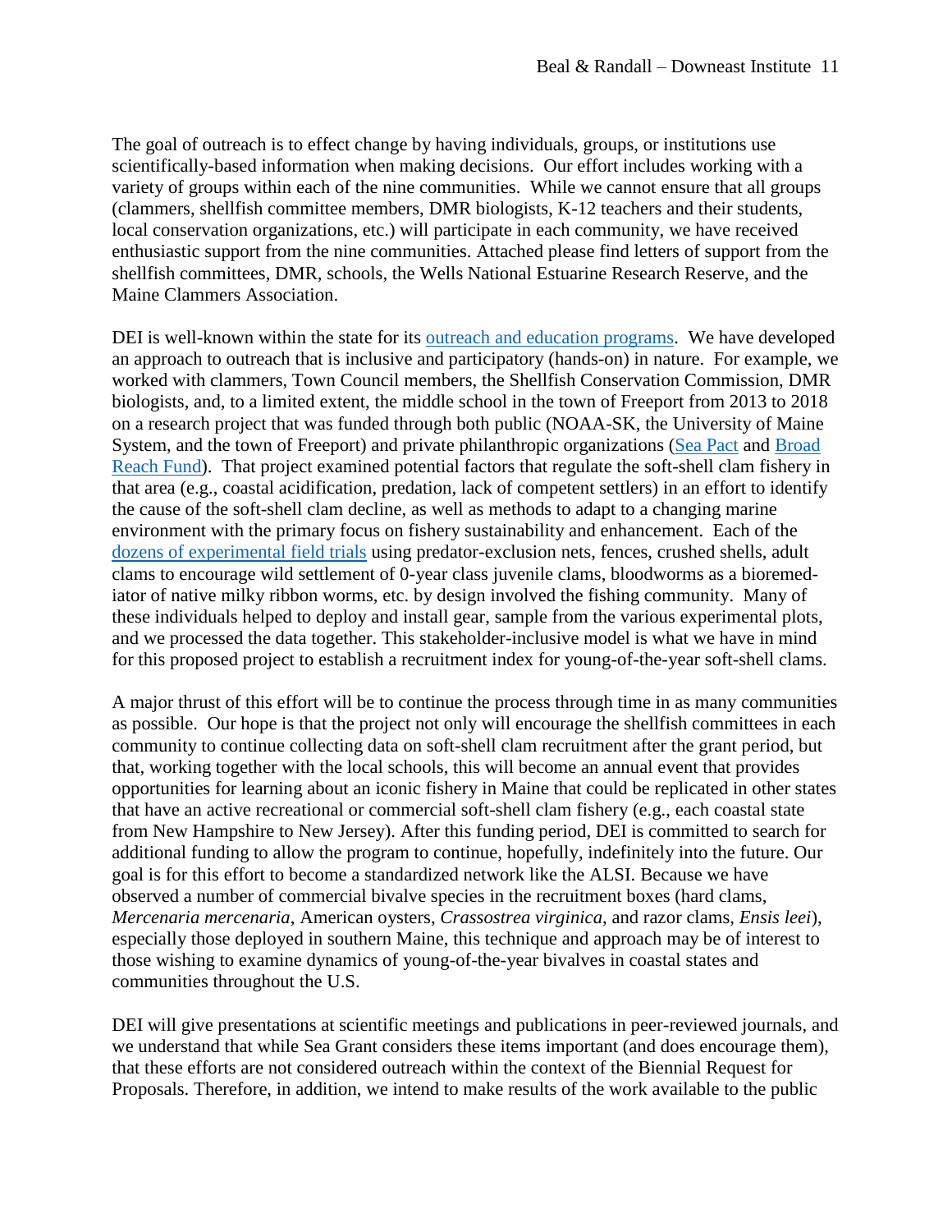The goal of outreach is to effect change by having individuals, groups, or institutions use scientifically-based information when making decisions. Our effort includes working with a variety of groups within each of the nine communities. While we cannot ensure that all groups (clammers, shellfish committee members, DMR biologists, K-12 teachers and their students, local conservation organizations, etc.) will participate in each community, we have received enthusiastic support from the nine communities. Attached please find letters of support from the shellfish committees, DMR, schools, the Wells National Estuarine Research Reserve, and the Maine Clammers Association.

DEI is well-known within the state for its outreach and education programs. We have developed an approach to outreach that is inclusive and participatory (hands-on) in nature. For example, we worked with clammers, Town Council members, the Shellfish Conservation Commission, DMR biologists, and, to a limited extent, the middle school in the town of Freeport from 2013 to 2018 on a research project that was funded through both public (NOAA-SK, the University of Maine System, and the town of Freeport) and private philanthropic organizations (Sea Pact and Broad Reach Fund). That project examined potential factors that regulate the soft-shell clam fishery in that area (e.g., coastal acidification, predation, lack of competent settlers) in an effort to identify the cause of the soft-shell clam decline, as well as methods to adapt to a changing marine environment with the primary focus on fishery sustainability and enhancement. Each of the dozens of experimental field trials using predator-exclusion nets, fences, crushed shells, adult clams to encourage wild settlement of 0-year class juvenile clams, bloodworms as a bioremediator of native milky ribbon worms, etc. by design involved the fishing community. Many of these individuals helped to deploy and install gear, sample from the various experimental plots, and we processed the data together. This stakeholder-inclusive model is what we have in mind for this proposed project to establish a recruitment index for young-of-the-year soft-shell clams.

A major thrust of this effort will be to continue the process through time in as many communities as possible. Our hope is that the project not only will encourage the shellfish committees in each community to continue collecting data on soft-shell clam recruitment after the grant period, but that, working together with the local schools, this will become an annual event that provides opportunities for learning about an iconic fishery in Maine that could be replicated in other states that have an active recreational or commercial soft-shell clam fishery (e.g., each coastal state from New Hampshire to New Jersey). After this funding period, DEI is committed to search for additional funding to allow the program to continue, hopefully, indefinitely into the future. Our goal is for this effort to become a standardized network like the ALSI. Because we have observed a number of commercial bivalve species in the recruitment boxes (hard clams, *Mercenaria mercenaria*, American oysters, *Crassostrea virginica*, and razor clams, *Ensis leei*), especially those deployed in southern Maine, this technique and approach may be of interest to those wishing to examine dynamics of young-of-the-year bivalves in coastal states and communities throughout the U.S.

DEI will give presentations at scientific meetings and publications in peer-reviewed journals, and we understand that while Sea Grant considers these items important (and does encourage them), that these efforts are not considered outreach within the context of the Biennial Request for Proposals. Therefore, in addition, we intend to make results of the work available to the public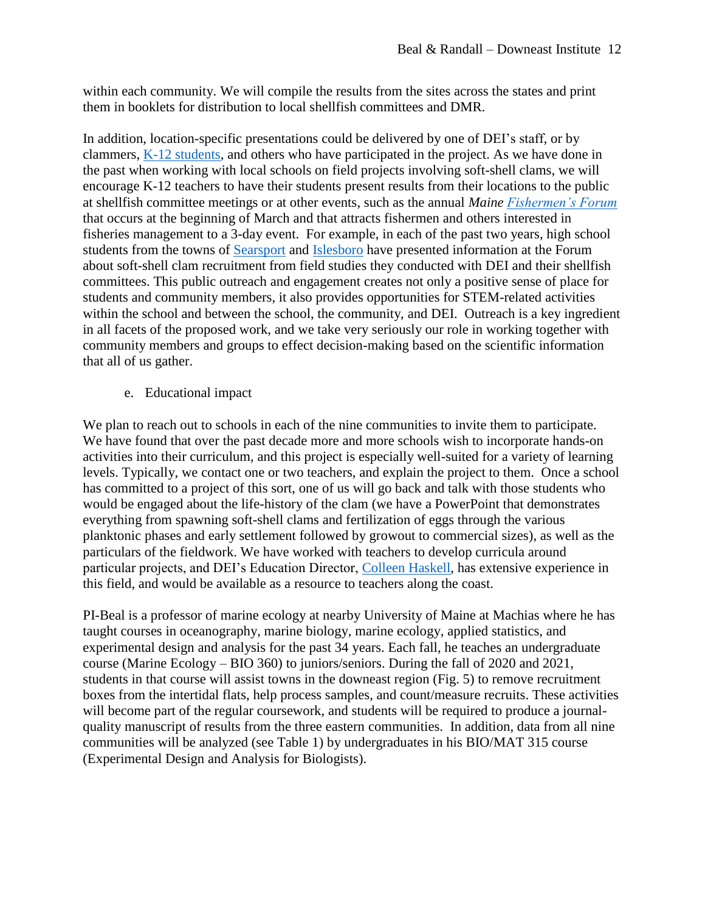within each community. We will compile the results from the sites across the states and print them in booklets for distribution to local shellfish committees and DMR.

In addition, location-specific presentations could be delivered by one of DEI's staff, or by clammers, K-12 students, and others who have participated in the project. As we have done in the past when working with local schools on field projects involving soft-shell clams, we will encourage K-12 teachers to have their students present results from their locations to the public at shellfish committee meetings or at other events, such as the annual *Maine Fishermen's Forum* that occurs at the beginning of March and that attracts fishermen and others interested in fisheries management to a 3-day event. For example, in each of the past two years, high school students from the towns of Searsport and Islesboro have presented information at the Forum about soft-shell clam recruitment from field studies they conducted with DEI and their shellfish committees. This public outreach and engagement creates not only a positive sense of place for students and community members, it also provides opportunities for STEM-related activities within the school and between the school, the community, and DEI. Outreach is a key ingredient in all facets of the proposed work, and we take very seriously our role in working together with community members and groups to effect decision-making based on the scientific information that all of us gather.

e. Educational impact

We plan to reach out to schools in each of the nine communities to invite them to participate. We have found that over the past decade more and more schools wish to incorporate hands-on activities into their curriculum, and this project is especially well-suited for a variety of learning levels. Typically, we contact one or two teachers, and explain the project to them. Once a school has committed to a project of this sort, one of us will go back and talk with those students who would be engaged about the life-history of the clam (we have a PowerPoint that demonstrates everything from spawning soft-shell clams and fertilization of eggs through the various planktonic phases and early settlement followed by growout to commercial sizes), as well as the particulars of the fieldwork. We have worked with teachers to develop curricula around particular projects, and DEI's Education Director, Colleen Haskell, has extensive experience in this field, and would be available as a resource to teachers along the coast.

PI-Beal is a professor of marine ecology at nearby University of Maine at Machias where he has taught courses in oceanography, marine biology, marine ecology, applied statistics, and experimental design and analysis for the past 34 years. Each fall, he teaches an undergraduate course (Marine Ecology – BIO 360) to juniors/seniors. During the fall of 2020 and 2021, students in that course will assist towns in the downeast region (Fig. 5) to remove recruitment boxes from the intertidal flats, help process samples, and count/measure recruits. These activities will become part of the regular coursework, and students will be required to produce a journal-quality manuscript of results from the three eastern communities. In addition, data from all nine communities will be analyzed (see Table 1) by undergraduates in his BIO/MAT 315 course (Experimental Design and Analysis for Biologists).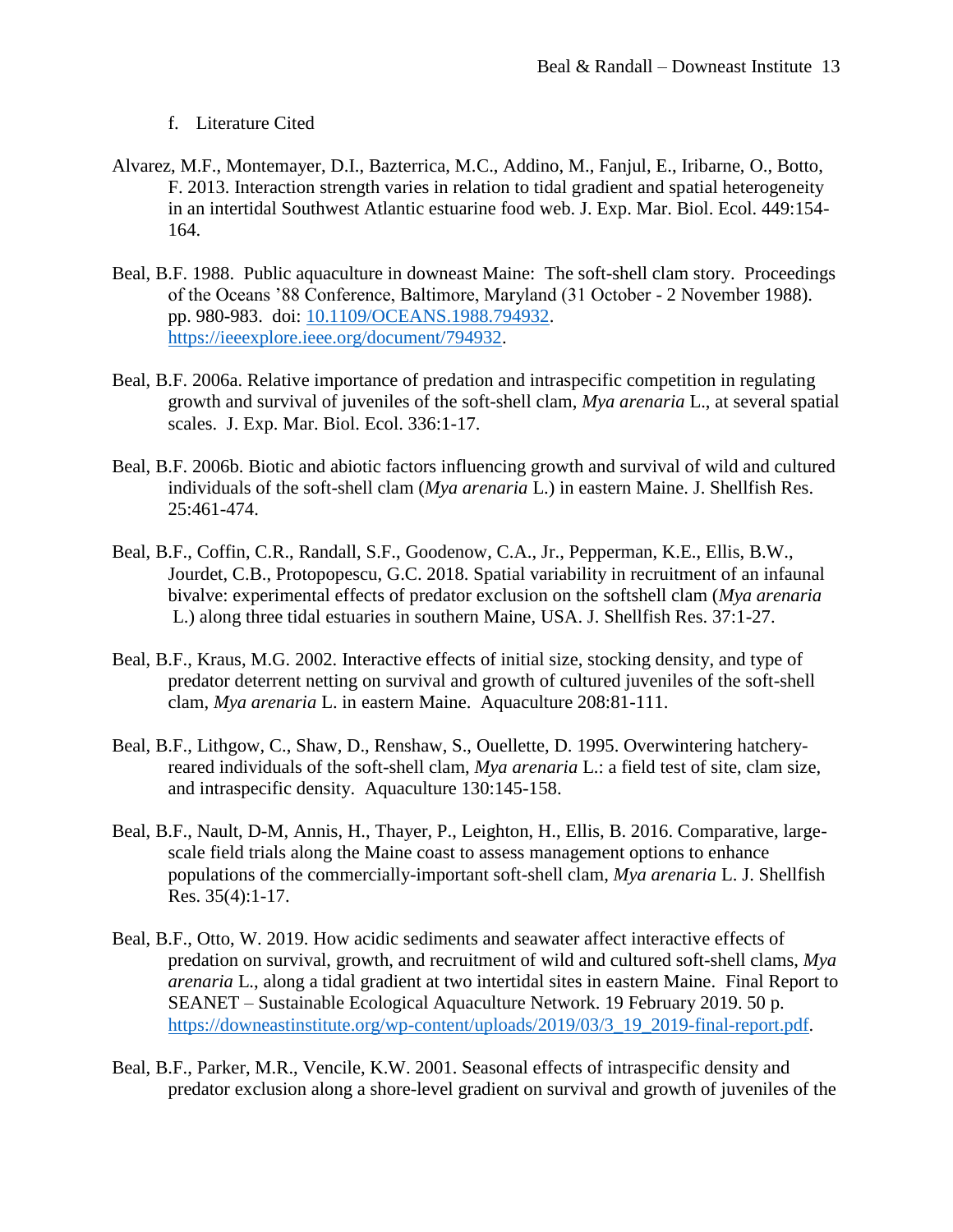f. Literature Cited

Alvarez, M.F., Montemayer, D.I., Bazterrica, M.C., Addino, M., Fanjul, E., Iribarne, O., Botto, F. 2013. Interaction strength varies in relation to tidal gradient and spatial heterogeneity in an intertidal Southwest Atlantic estuarine food web. J. Exp. Mar. Biol. Ecol. 449:154-164.

Beal, B.F. 1988. Public aquaculture in downeast Maine: The soft-shell clam story. Proceedings of the Oceans '88 Conference, Baltimore, Maryland (31 October - 2 November 1988). pp. 980-983. doi: [10.1109/OCEANS.1988.794932](https://doi.org/10.1109/OCEANS.1988.794932). [https://ieeexplore.ieee.org/document/794932](https://ieeexplore.ieee.org/document/794932).

Beal, B.F. 2006a. Relative importance of predation and intraspecific competition in regulating growth and survival of juveniles of the soft-shell clam, *Mya arenaria* L., at several spatial scales. J. Exp. Mar. Biol. Ecol. 336:1-17.

Beal, B.F. 2006b. Biotic and abiotic factors influencing growth and survival of wild and cultured individuals of the soft-shell clam (*Mya arenaria* L.) in eastern Maine. J. Shellfish Res. 25:461-474.

Beal, B.F., Coffin, C.R., Randall, S.F., Goodenow, C.A., Jr., Pepperman, K.E., Ellis, B.W., Jourdet, C.B., Protopopescu, G.C. 2018. Spatial variability in recruitment of an infaunal bivalve: experimental effects of predator exclusion on the softshell clam (*Mya arenaria* L.) along three tidal estuaries in southern Maine, USA. J. Shellfish Res. 37:1-27.

Beal, B.F., Kraus, M.G. 2002. Interactive effects of initial size, stocking density, and type of predator deterrent netting on survival and growth of cultured juveniles of the soft-shell clam, *Mya arenaria* L. in eastern Maine. Aquaculture 208:81-111.

Beal, B.F., Lithgow, C., Shaw, D., Renshaw, S., Ouellette, D. 1995. Overwintering hatchery-reared individuals of the soft-shell clam, *Mya arenaria* L.: a field test of site, clam size, and intraspecific density. Aquaculture 130:145-158.

Beal, B.F., Nault, D-M, Annis, H., Thayer, P., Leighton, H., Ellis, B. 2016. Comparative, large-scale field trials along the Maine coast to assess management options to enhance populations of the commercially-important soft-shell clam, *Mya arenaria* L. J. Shellfish Res. 35(4):1-17.

Beal, B.F., Otto, W. 2019. How acidic sediments and seawater affect interactive effects of predation on survival, growth, and recruitment of wild and cultured soft-shell clams, *Mya arenaria* L., along a tidal gradient at two intertidal sites in eastern Maine. Final Report to SEANET – Sustainable Ecological Aquaculture Network. 19 February 2019. 50 p. [https://downeastinstitute.org/wp-content/uploads/2019/03/3_19_2019-final-report.pdf](https://downeastinstitute.org/wp-content/uploads/2019/03/3_19_2019-final-report.pdf).

Beal, B.F., Parker, M.R., Vencile, K.W. 2001. Seasonal effects of intraspecific density and predator exclusion along a shore-level gradient on survival and growth of juveniles of the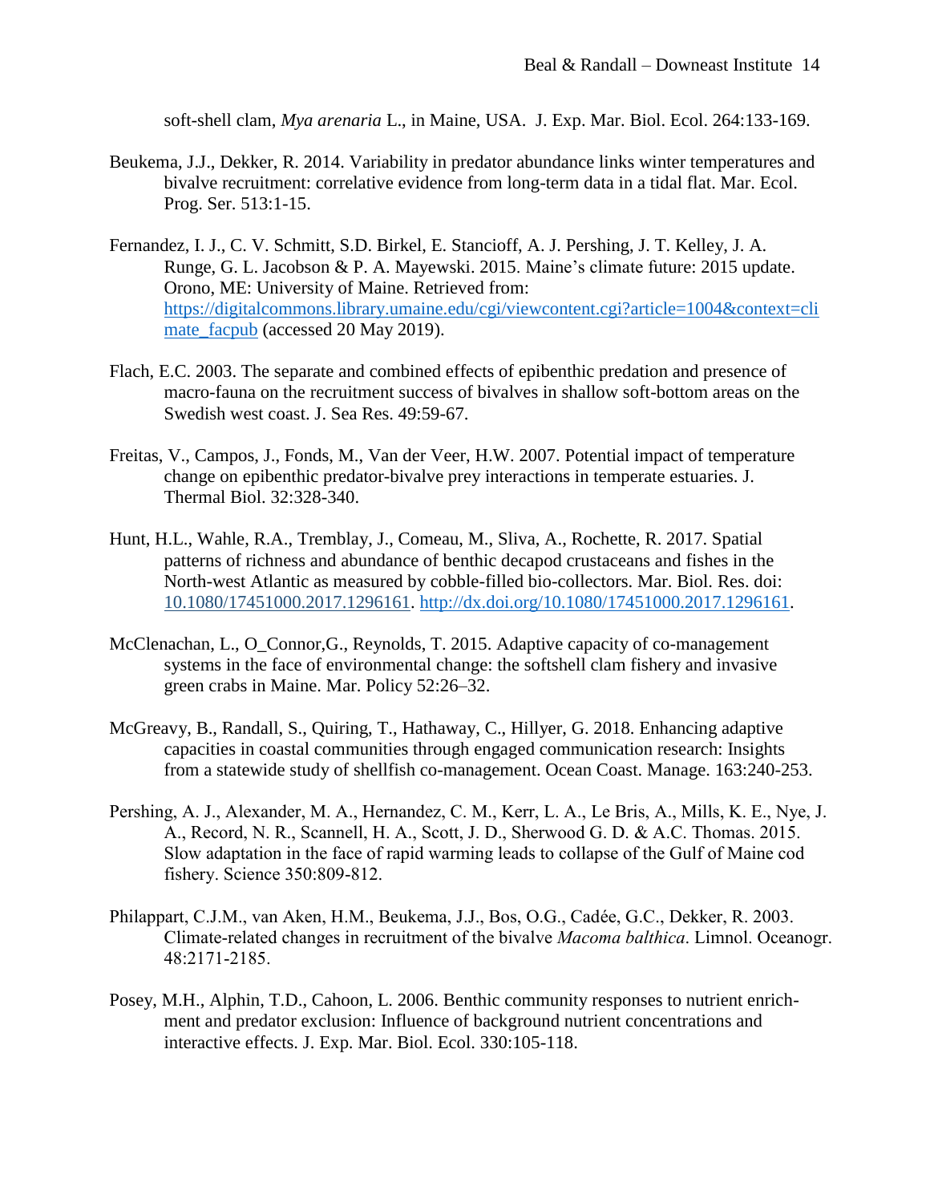soft-shell clam, *Mya arenaria* L., in Maine, USA. J. Exp. Mar. Biol. Ecol. 264:133-169.

Beukema, J.J., Dekker, R. 2014. Variability in predator abundance links winter temperatures and bivalve recruitment: correlative evidence from long-term data in a tidal flat. Mar. Ecol. Prog. Ser. 513:1-15.

Fernandez, I. J., C. V. Schmitt, S.D. Birkel, E. Stancioff, A. J. Pershing, J. T. Kelley, J. A. Runge, G. L. Jacobson & P. A. Mayewski. 2015. Maine's climate future: 2015 update. Orono, ME: University of Maine. Retrieved from: [https://digitalcommons.library.umaine.edu/cgi/viewcontent.cgi?article=1004&context=climate_facpub](https://digitalcommons.library.umaine.edu/cgi/viewcontent.cgi?article=1004&context=climate_facpub) (accessed 20 May 2019).

Flach, E.C. 2003. The separate and combined effects of epibenthic predation and presence of macro-fauna on the recruitment success of bivalves in shallow soft-bottom areas on the Swedish west coast. J. Sea Res. 49:59-67.

Freitas, V., Campos, J., Fonds, M., Van der Veer, H.W. 2007. Potential impact of temperature change on epibenthic predator-bivalve prey interactions in temperate estuaries. J. Thermal Biol. 32:328-340.

Hunt, H.L., Wahle, R.A., Tremblay, J., Comeau, M., Sliva, A., Rochette, R. 2017. Spatial patterns of richness and abundance of benthic decapod crustaceans and fishes in the North-west Atlantic as measured by cobble-filled bio-collectors. Mar. Biol. Res. doi: [10.1080/17451000.2017.1296161](http://dx.doi.org/10.1080/17451000.2017.1296161). [http://dx.doi.org/10.1080/17451000.2017.1296161](http://dx.doi.org/10.1080/17451000.2017.1296161).

McClenachan, L., O_Connor,G., Reynolds, T. 2015. Adaptive capacity of co-management systems in the face of environmental change: the softshell clam fishery and invasive green crabs in Maine. Mar. Policy 52:26–32.

McGreavy, B., Randall, S., Quiring, T., Hathaway, C., Hillyer, G. 2018. Enhancing adaptive capacities in coastal communities through engaged communication research: Insights from a statewide study of shellfish co-management. Ocean Coast. Manage. 163:240-253.

Pershing, A. J., Alexander, M. A., Hernandez, C. M., Kerr, L. A., Le Bris, A., Mills, K. E., Nye, J. A., Record, N. R., Scannell, H. A., Scott, J. D., Sherwood G. D. & A.C. Thomas. 2015. Slow adaptation in the face of rapid warming leads to collapse of the Gulf of Maine cod fishery. Science 350:809-812.

Philappart, C.J.M., van Aken, H.M., Beukema, J.J., Bos, O.G., Cadée, G.C., Dekker, R. 2003. Climate-related changes in recruitment of the bivalve *Macoma balthica*. Limnol. Oceanogr. 48:2171-2185.

Posey, M.H., Alphin, T.D., Cahoon, L. 2006. Benthic community responses to nutrient enrichment and predator exclusion: Influence of background nutrient concentrations and interactive effects. J. Exp. Mar. Biol. Ecol. 330:105-118.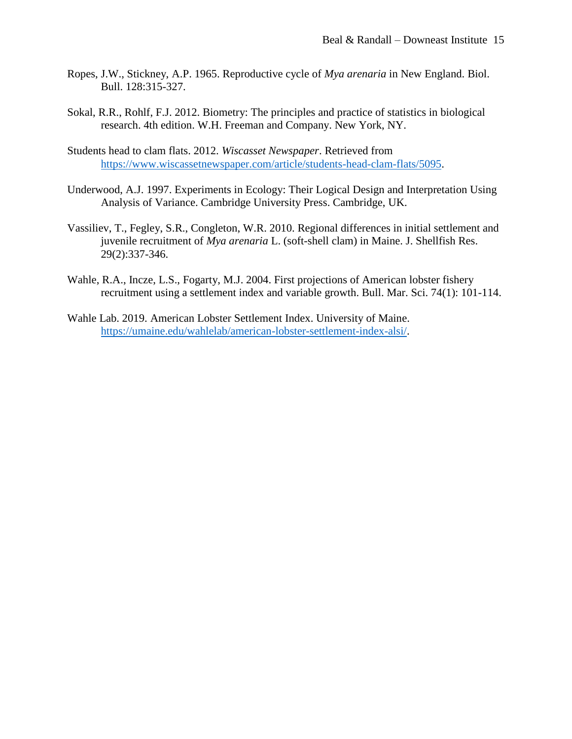Ropes, J.W., Stickney, A.P. 1965. Reproductive cycle of *Mya arenaria* in New England. Biol. Bull. 128:315-327.

Sokal, R.R., Rohlf, F.J. 2012. Biometry: The principles and practice of statistics in biological research. 4th edition. W.H. Freeman and Company. New York, NY.

Students head to clam flats. 2012. *Wiscasset Newspaper*. Retrieved from https://www.wiscassetnewspaper.com/article/students-head-clam-flats/5095.

Underwood, A.J. 1997. Experiments in Ecology: Their Logical Design and Interpretation Using Analysis of Variance. Cambridge University Press. Cambridge, UK.

Vassiliev, T., Fegley, S.R., Congleton, W.R. 2010. Regional differences in initial settlement and juvenile recruitment of *Mya arenaria* L. (soft-shell clam) in Maine. J. Shellfish Res. 29(2):337-346.

Wahle, R.A., Incze, L.S., Fogarty, M.J. 2004. First projections of American lobster fishery recruitment using a settlement index and variable growth. Bull. Mar. Sci. 74(1): 101-114.

Wahle Lab. 2019. American Lobster Settlement Index. University of Maine. https://umaine.edu/wahlelab/american-lobster-settlement-index-alsi/.